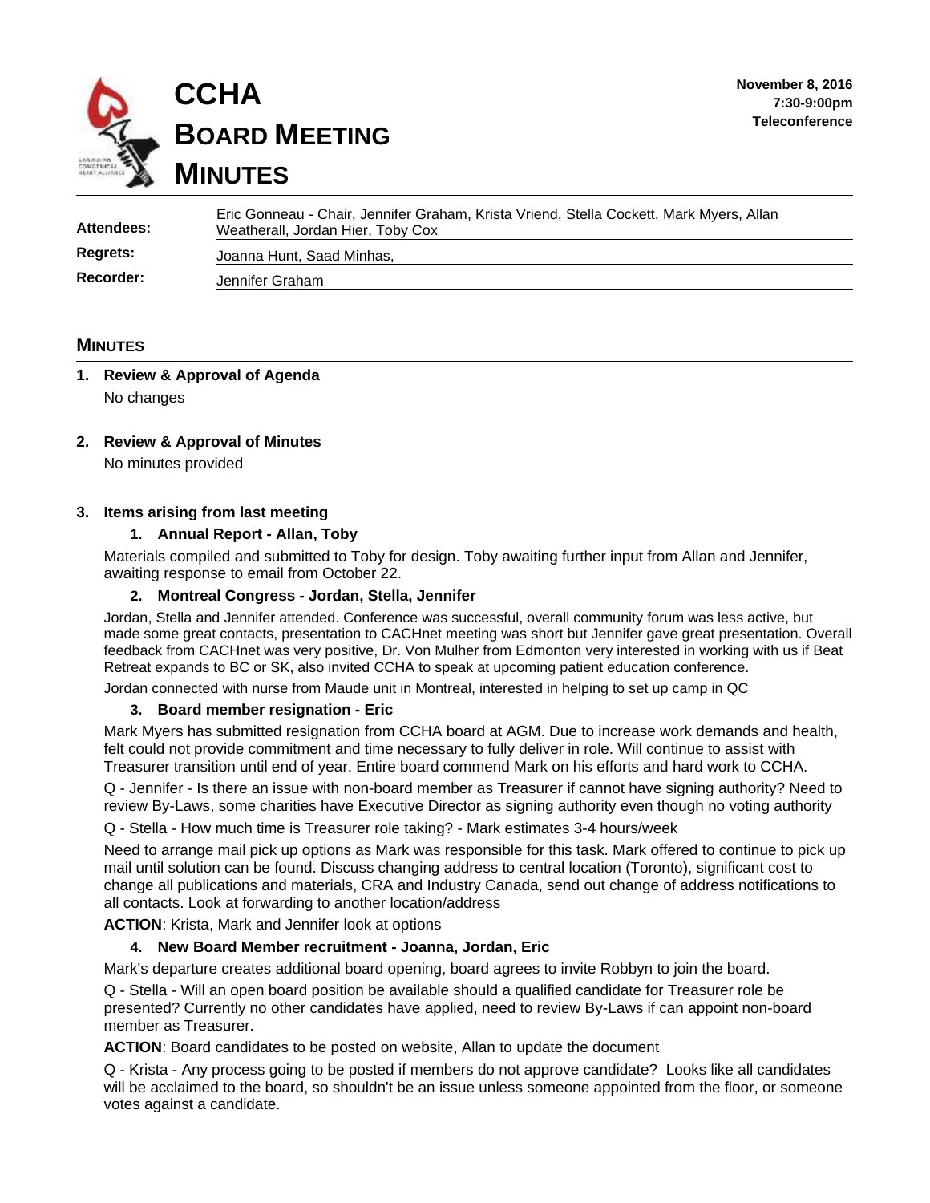# CCHA BOARD MEETING MINUTES

**November 8, 2016**
**7:30-9:00pm**
**Teleconference**

| | |
|---|---|
| **Attendees:** | Eric Gonneau - Chair, Jennifer Graham, Krista Vriend, Stella Cockett, Mark Myers, Allan Weatherall, Jordan Hier, Toby Cox |
| **Regrets:** | Joanna Hunt, Saad Minhas, |
| **Recorder:** | Jennifer Graham |

## MINUTES

### 1. Review & Approval of Agenda

No changes

### 2. Review & Approval of Minutes

No minutes provided

### 3. Items arising from last meeting

#### 1. Annual Report - Allan, Toby

Materials compiled and submitted to Toby for design. Toby awaiting further input from Allan and Jennifer, awaiting response to email from October 22.

#### 2. Montreal Congress - Jordan, Stella, Jennifer

Jordan, Stella and Jennifer attended. Conference was successful, overall community forum was less active, but made some great contacts, presentation to CACHnet meeting was short but Jennifer gave great presentation. Overall feedback from CACHnet was very positive, Dr. Von Mulher from Edmonton very interested in working with us if Beat Retreat expands to BC or SK, also invited CCHA to speak at upcoming patient education conference.

Jordan connected with nurse from Maude unit in Montreal, interested in helping to set up camp in QC

#### 3. Board member resignation - Eric

Mark Myers has submitted resignation from CCHA board at AGM. Due to increase work demands and health, felt could not provide commitment and time necessary to fully deliver in role. Will continue to assist with Treasurer transition until end of year. Entire board commend Mark on his efforts and hard work to CCHA.

Q - Jennifer - Is there an issue with non-board member as Treasurer if cannot have signing authority? Need to review By-Laws, some charities have Executive Director as signing authority even though no voting authority

Q - Stella - How much time is Treasurer role taking? - Mark estimates 3-4 hours/week

Need to arrange mail pick up options as Mark was responsible for this task. Mark offered to continue to pick up mail until solution can be found. Discuss changing address to central location (Toronto), significant cost to change all publications and materials, CRA and Industry Canada, send out change of address notifications to all contacts. Look at forwarding to another location/address

**ACTION**: Krista, Mark and Jennifer look at options

#### 4. New Board Member recruitment - Joanna, Jordan, Eric

Mark's departure creates additional board opening, board agrees to invite Robbyn to join the board.

Q - Stella - Will an open board position be available should a qualified candidate for Treasurer role be presented? Currently no other candidates have applied, need to review By-Laws if can appoint non-board member as Treasurer.

**ACTION**: Board candidates to be posted on website, Allan to update the document

Q - Krista - Any process going to be posted if members do not approve candidate? Looks like all candidates will be acclaimed to the board, so shouldn't be an issue unless someone appointed from the floor, or someone votes against a candidate.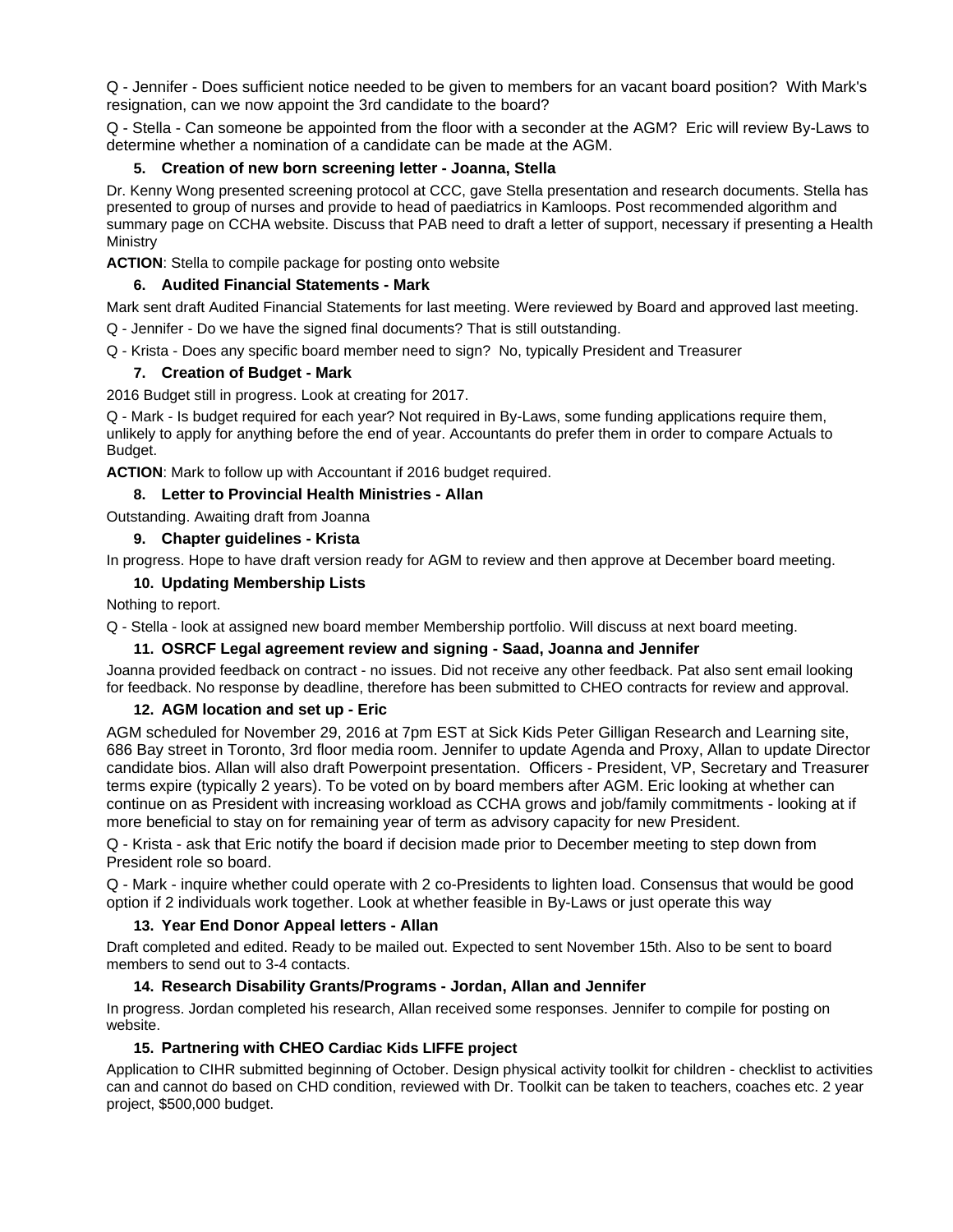Q - Jennifer - Does sufficient notice needed to be given to members for an vacant board position? With Mark's resignation, can we now appoint the 3rd candidate to the board?

Q - Stella - Can someone be appointed from the floor with a seconder at the AGM? Eric will review By-Laws to determine whether a nomination of a candidate can be made at the AGM.

### 5. Creation of new born screening letter - Joanna, Stella

Dr. Kenny Wong presented screening protocol at CCC, gave Stella presentation and research documents. Stella has presented to group of nurses and provide to head of paediatrics in Kamloops. Post recommended algorithm and summary page on CCHA website. Discuss that PAB need to draft a letter of support, necessary if presenting a Health Ministry

**ACTION**: Stella to compile package for posting onto website

### 6. Audited Financial Statements - Mark

Mark sent draft Audited Financial Statements for last meeting. Were reviewed by Board and approved last meeting.

Q - Jennifer - Do we have the signed final documents? That is still outstanding.

Q - Krista - Does any specific board member need to sign? No, typically President and Treasurer

### 7. Creation of Budget - Mark

2016 Budget still in progress. Look at creating for 2017.

Q - Mark - Is budget required for each year? Not required in By-Laws, some funding applications require them, unlikely to apply for anything before the end of year. Accountants do prefer them in order to compare Actuals to Budget.

**ACTION**: Mark to follow up with Accountant if 2016 budget required.

### 8. Letter to Provincial Health Ministries - Allan

Outstanding. Awaiting draft from Joanna

### 9. Chapter guidelines - Krista

In progress. Hope to have draft version ready for AGM to review and then approve at December board meeting.

### 10. Updating Membership Lists

Nothing to report.

Q - Stella - look at assigned new board member Membership portfolio. Will discuss at next board meeting.

### 11. OSRCF Legal agreement review and signing - Saad, Joanna and Jennifer

Joanna provided feedback on contract - no issues. Did not receive any other feedback. Pat also sent email looking for feedback. No response by deadline, therefore has been submitted to CHEO contracts for review and approval.

### 12. AGM location and set up - Eric

AGM scheduled for November 29, 2016 at 7pm EST at Sick Kids Peter Gilligan Research and Learning site, 686 Bay street in Toronto, 3rd floor media room. Jennifer to update Agenda and Proxy, Allan to update Director candidate bios. Allan will also draft Powerpoint presentation. Officers - President, VP, Secretary and Treasurer terms expire (typically 2 years). To be voted on by board members after AGM. Eric looking at whether can continue on as President with increasing workload as CCHA grows and job/family commitments - looking at if more beneficial to stay on for remaining year of term as advisory capacity for new President.

Q - Krista - ask that Eric notify the board if decision made prior to December meeting to step down from President role so board.

Q - Mark - inquire whether could operate with 2 co-Presidents to lighten load. Consensus that would be good option if 2 individuals work together. Look at whether feasible in By-Laws or just operate this way

### 13. Year End Donor Appeal letters - Allan

Draft completed and edited. Ready to be mailed out. Expected to sent November 15th. Also to be sent to board members to send out to 3-4 contacts.

### 14. Research Disability Grants/Programs - Jordan, Allan and Jennifer

In progress. Jordan completed his research, Allan received some responses. Jennifer to compile for posting on website.

### 15. Partnering with CHEO Cardiac Kids LIFFE project

Application to CIHR submitted beginning of October. Design physical activity toolkit for children - checklist to activities can and cannot do based on CHD condition, reviewed with Dr. Toolkit can be taken to teachers, coaches etc. 2 year project, $500,000 budget.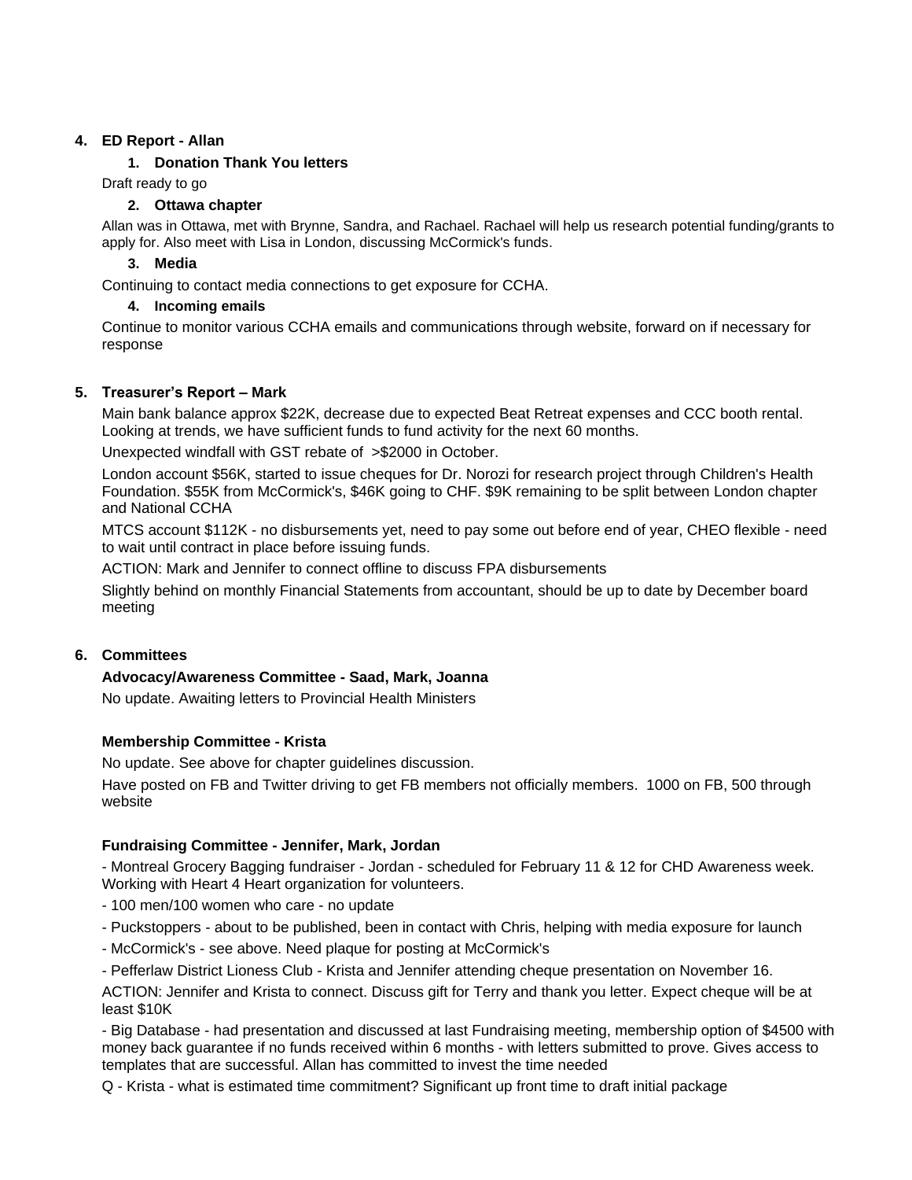4. **ED Report - Allan**

    1. **Donation Thank You letters**

    Draft ready to go

    2. **Ottawa chapter**

    Allan was in Ottawa, met with Brynne, Sandra, and Rachael. Rachael will help us research potential funding/grants to apply for. Also meet with Lisa in London, discussing McCormick's funds.

    3. **Media**

    Continuing to contact media connections to get exposure for CCHA.

    4. **Incoming emails**

    Continue to monitor various CCHA emails and communications through website, forward on if necessary for response

5. **Treasurer's Report – Mark**

    Main bank balance approx $22K, decrease due to expected Beat Retreat expenses and CCC booth rental. Looking at trends, we have sufficient funds to fund activity for the next 60 months.

    Unexpected windfall with GST rebate of >$2000 in October.

    London account $56K, started to issue cheques for Dr. Norozi for research project through Children's Health Foundation. $55K from McCormick's, $46K going to CHF. $9K remaining to be split between London chapter and National CCHA

    MTCS account $112K - no disbursements yet, need to pay some out before end of year, CHEO flexible - need to wait until contract in place before issuing funds.

    ACTION: Mark and Jennifer to connect offline to discuss FPA disbursements

    Slightly behind on monthly Financial Statements from accountant, should be up to date by December board meeting

6. **Committees**

    **Advocacy/Awareness Committee - Saad, Mark, Joanna**

    No update. Awaiting letters to Provincial Health Ministers

    **Membership Committee - Krista**

    No update. See above for chapter guidelines discussion.

    Have posted on FB and Twitter driving to get FB members not officially members. 1000 on FB, 500 through website

    **Fundraising Committee - Jennifer, Mark, Jordan**

    - Montreal Grocery Bagging fundraiser - Jordan - scheduled for February 11 & 12 for CHD Awareness week. Working with Heart 4 Heart organization for volunteers.
    - 100 men/100 women who care - no update
    - Puckstoppers - about to be published, been in contact with Chris, helping with media exposure for launch
    - McCormick's - see above. Need plaque for posting at McCormick's
    - Pefferlaw District Lioness Club - Krista and Jennifer attending cheque presentation on November 16.

    ACTION: Jennifer and Krista to connect. Discuss gift for Terry and thank you letter. Expect cheque will be at least $10K

    - Big Database - had presentation and discussed at last Fundraising meeting, membership option of $4500 with money back guarantee if no funds received within 6 months - with letters submitted to prove. Gives access to templates that are successful. Allan has committed to invest the time needed

    Q - Krista - what is estimated time commitment? Significant up front time to draft initial package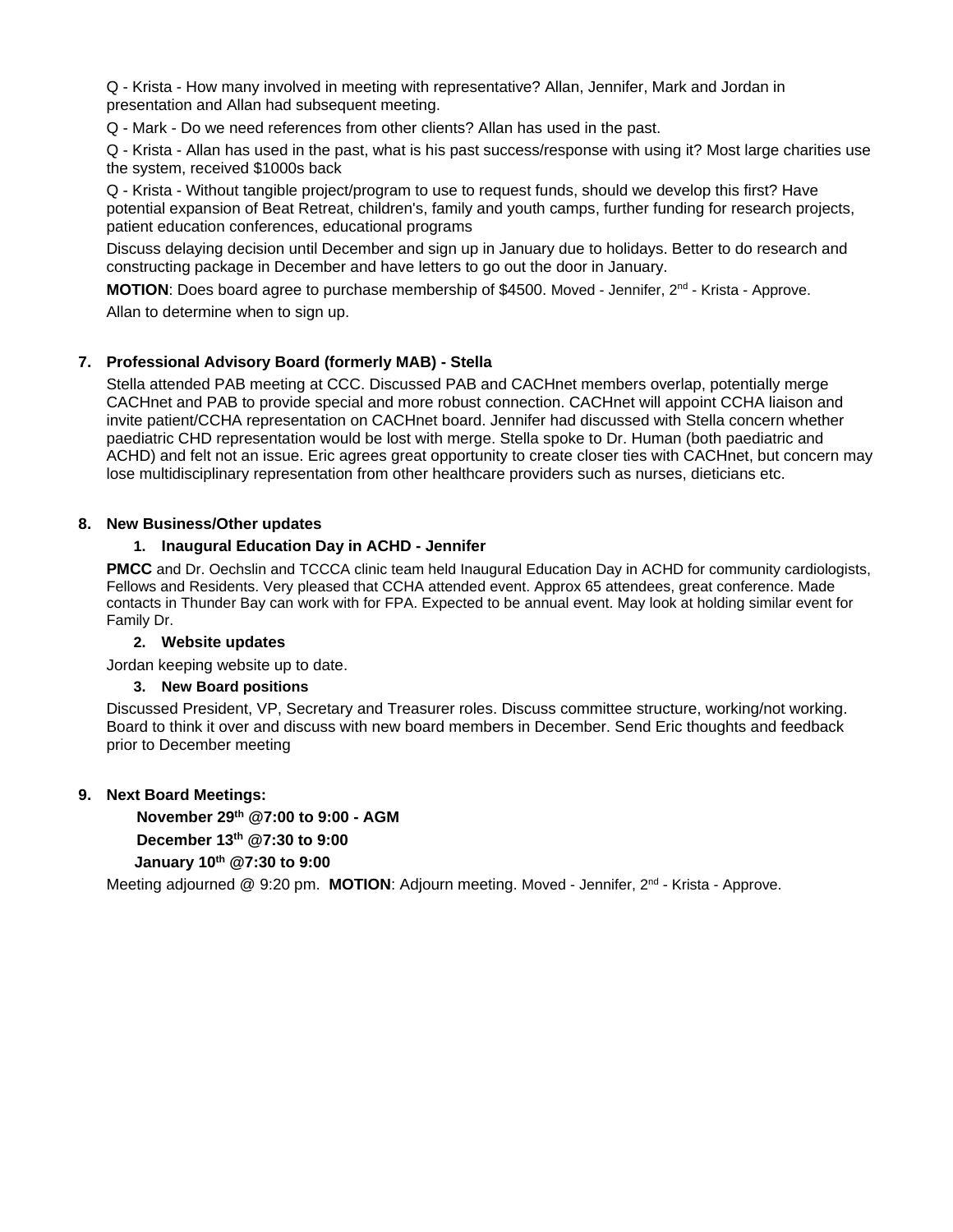Q - Krista - How many involved in meeting with representative? Allan, Jennifer, Mark and Jordan in presentation and Allan had subsequent meeting.

Q - Mark - Do we need references from other clients? Allan has used in the past.

Q - Krista - Allan has used in the past, what is his past success/response with using it? Most large charities use the system, received $1000s back

Q - Krista - Without tangible project/program to use to request funds, should we develop this first? Have potential expansion of Beat Retreat, children's, family and youth camps, further funding for research projects, patient education conferences, educational programs

Discuss delaying decision until December and sign up in January due to holidays. Better to do research and constructing package in December and have letters to go out the door in January.

**MOTION**: Does board agree to purchase membership of $4500. Moved - Jennifer, 2nd - Krista - Approve.

Allan to determine when to sign up.

### 7. Professional Advisory Board (formerly MAB) - Stella

Stella attended PAB meeting at CCC. Discussed PAB and CACHnet members overlap, potentially merge CACHnet and PAB to provide special and more robust connection. CACHnet will appoint CCHA liaison and invite patient/CCHA representation on CACHnet board. Jennifer had discussed with Stella concern whether paediatric CHD representation would be lost with merge. Stella spoke to Dr. Human (both paediatric and ACHD) and felt not an issue. Eric agrees great opportunity to create closer ties with CACHnet, but concern may lose multidisciplinary representation from other healthcare providers such as nurses, dieticians etc.

### 8. New Business/Other updates

#### 1. Inaugural Education Day in ACHD - Jennifer

**PMCC** and Dr. Oechslin and TCCCA clinic team held Inaugural Education Day in ACHD for community cardiologists, Fellows and Residents. Very pleased that CCHA attended event. Approx 65 attendees, great conference. Made contacts in Thunder Bay can work with for FPA. Expected to be annual event. May look at holding similar event for Family Dr.

#### 2. Website updates

Jordan keeping website up to date.

#### 3. New Board positions

Discussed President, VP, Secretary and Treasurer roles. Discuss committee structure, working/not working. Board to think it over and discuss with new board members in December. Send Eric thoughts and feedback prior to December meeting

### 9. Next Board Meetings:

**November 29th @7:00 to 9:00 - AGM**

**December 13th @7:30 to 9:00**

**January 10th @7:30 to 9:00**

Meeting adjourned @ 9:20 pm. **MOTION**: Adjourn meeting. Moved - Jennifer, 2nd - Krista - Approve.